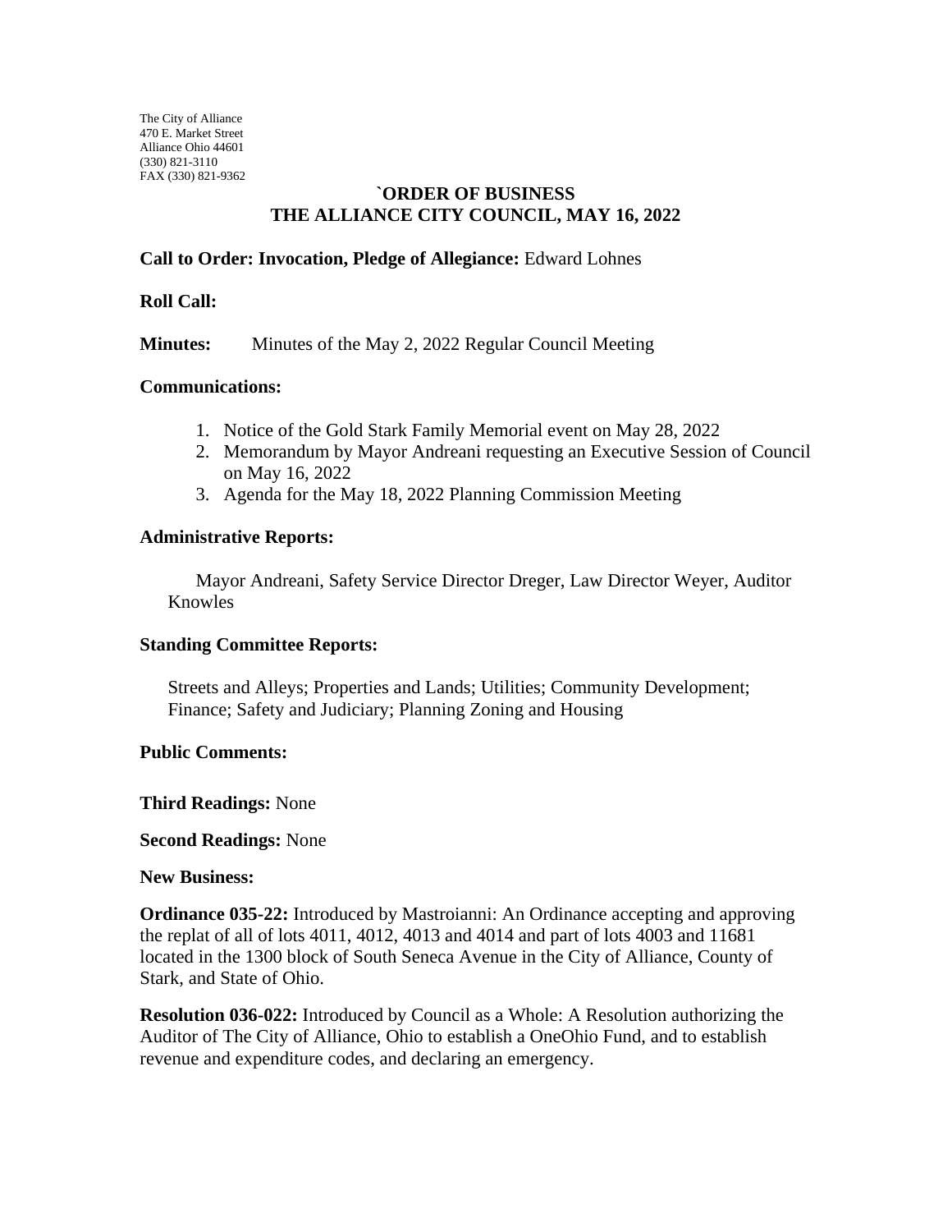The City of Alliance
470 E. Market Street
Alliance Ohio 44601
(330) 821-3110
FAX (330) 821-9362

# `ORDER OF BUSINESS
# THE ALLIANCE CITY COUNCIL, MAY 16, 2022

**Call to Order: Invocation, Pledge of Allegiance:** Edward Lohnes

**Roll Call:**

**Minutes:** Minutes of the May 2, 2022 Regular Council Meeting

**Communications:**

1. Notice of the Gold Stark Family Memorial event on May 28, 2022
2. Memorandum by Mayor Andreani requesting an Executive Session of Council on May 16, 2022
3. Agenda for the May 18, 2022 Planning Commission Meeting

**Administrative Reports:**

Mayor Andreani, Safety Service Director Dreger, Law Director Weyer, Auditor Knowles

**Standing Committee Reports:**

Streets and Alleys; Properties and Lands; Utilities; Community Development; Finance; Safety and Judiciary; Planning Zoning and Housing

**Public Comments:**

**Third Readings:** None

**Second Readings:** None

**New Business:**

**Ordinance 035-22:** Introduced by Mastroianni: An Ordinance accepting and approving the replat of all of lots 4011, 4012, 4013 and 4014 and part of lots 4003 and 11681 located in the 1300 block of South Seneca Avenue in the City of Alliance, County of Stark, and State of Ohio.

**Resolution 036-022:** Introduced by Council as a Whole: A Resolution authorizing the Auditor of The City of Alliance, Ohio to establish a OneOhio Fund, and to establish revenue and expenditure codes, and declaring an emergency.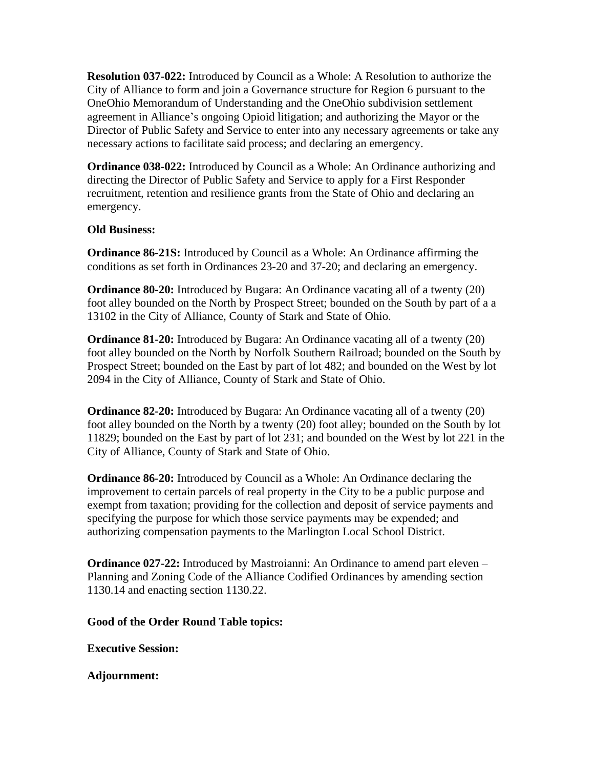**Resolution 037-022:** Introduced by Council as a Whole: A Resolution to authorize the City of Alliance to form and join a Governance structure for Region 6 pursuant to the OneOhio Memorandum of Understanding and the OneOhio subdivision settlement agreement in Alliance's ongoing Opioid litigation; and authorizing the Mayor or the Director of Public Safety and Service to enter into any necessary agreements or take any necessary actions to facilitate said process; and declaring an emergency.

**Ordinance 038-022:** Introduced by Council as a Whole: An Ordinance authorizing and directing the Director of Public Safety and Service to apply for a First Responder recruitment, retention and resilience grants from the State of Ohio and declaring an emergency.

**Old Business:**

**Ordinance 86-21S:** Introduced by Council as a Whole: An Ordinance affirming the conditions as set forth in Ordinances 23-20 and 37-20; and declaring an emergency.

**Ordinance 80-20:** Introduced by Bugara: An Ordinance vacating all of a twenty (20) foot alley bounded on the North by Prospect Street; bounded on the South by part of a a 13102 in the City of Alliance, County of Stark and State of Ohio.

**Ordinance 81-20:** Introduced by Bugara: An Ordinance vacating all of a twenty (20) foot alley bounded on the North by Norfolk Southern Railroad; bounded on the South by Prospect Street; bounded on the East by part of lot 482; and bounded on the West by lot 2094 in the City of Alliance, County of Stark and State of Ohio.

**Ordinance 82-20:** Introduced by Bugara: An Ordinance vacating all of a twenty (20) foot alley bounded on the North by a twenty (20) foot alley; bounded on the South by lot 11829; bounded on the East by part of lot 231; and bounded on the West by lot 221 in the City of Alliance, County of Stark and State of Ohio.

**Ordinance 86-20:** Introduced by Council as a Whole: An Ordinance declaring the improvement to certain parcels of real property in the City to be a public purpose and exempt from taxation; providing for the collection and deposit of service payments and specifying the purpose for which those service payments may be expended; and authorizing compensation payments to the Marlington Local School District.

**Ordinance 027-22:** Introduced by Mastroianni: An Ordinance to amend part eleven – Planning and Zoning Code of the Alliance Codified Ordinances by amending section 1130.14 and enacting section 1130.22.

**Good of the Order Round Table topics:**

**Executive Session:**

**Adjournment:**